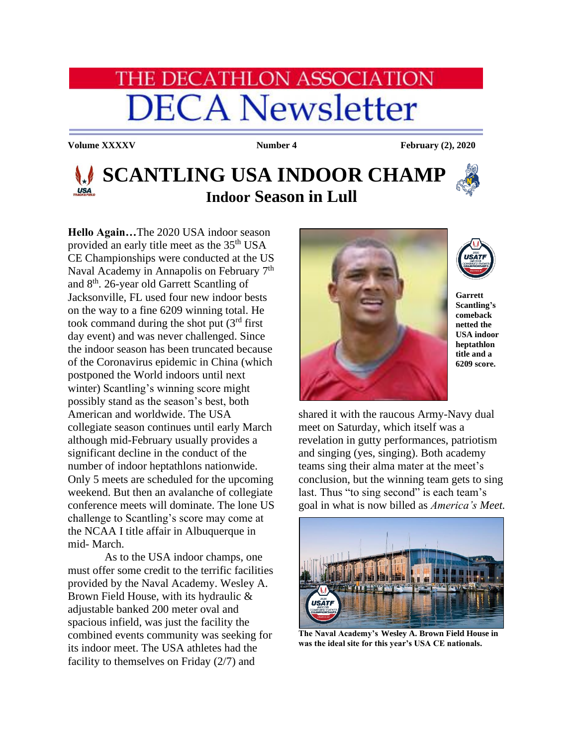# THE DECATHLON ASSOCIATION
# DECA Newsletter

**Volume XXXXV** | **Number 4** | **February (2), 2020**

## SCANTLING USA INDOOR CHAMP
### Indoor Season in Lull

**Hello Again…**The 2020 USA indoor season provided an early title meet as the 35th USA CE Championships were conducted at the US Naval Academy in Annapolis on February 7th and 8th. 26-year old Garrett Scantling of Jacksonville, FL used four new indoor bests on the way to a fine 6209 winning total. He took command during the shot put (3rd first day event) and was never challenged. Since the indoor season has been truncated because of the Coronavirus epidemic in China (which postponed the World indoors until next winter) Scantling's winning score might possibly stand as the season's best, both American and worldwide. The USA collegiate season continues until early March although mid-February usually provides a significant decline in the conduct of the number of indoor heptathlons nationwide. Only 5 meets are scheduled for the upcoming weekend. But then an avalanche of collegiate conference meets will dominate. The lone US challenge to Scantling's score may come at the NCAA I title affair in Albuquerque in mid- March.

As to the USA indoor champs, one must offer some credit to the terrific facilities provided by the Naval Academy. Wesley A. Brown Field House, with its hydraulic & adjustable banked 200 meter oval and spacious infield, was just the facility the combined events community was seeking for its indoor meet. The USA athletes had the facility to themselves on Friday (2/7) and shared it with the raucous Army-Navy dual meet on Saturday, which itself was a revelation in gutty performances, patriotism and singing (yes, singing). Both academy teams sing their alma mater at the meet's conclusion, but the winning team gets to sing last. Thus "to sing second" is each team's goal in what is now billed as *America's Meet.*

**Garrett Scantling's comeback netted the USA indoor heptathlon title and a 6209 score.**

**The Naval Academy's Wesley A. Brown Field House in was the ideal site for this year's USA CE nationals.**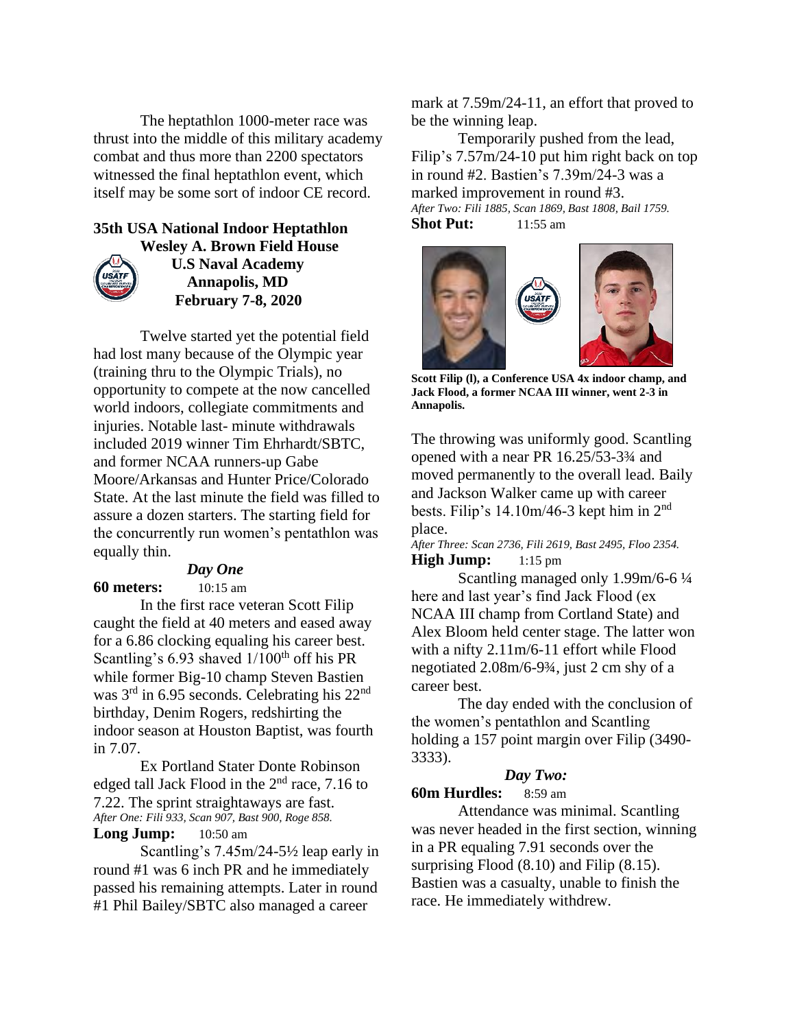The heptathlon 1000-meter race was thrust into the middle of this military academy combat and thus more than 2200 spectators witnessed the final heptathlon event, which itself may be some sort of indoor CE record.

**35th USA National Indoor Heptathlon**
**Wesley A. Brown Field House**
**U.S Naval Academy**
**Annapolis, MD**
**February 7-8, 2020**

Twelve started yet the potential field had lost many because of the Olympic year (training thru to the Olympic Trials), no opportunity to compete at the now cancelled world indoors, collegiate commitments and injuries. Notable last- minute withdrawals included 2019 winner Tim Ehrhardt/SBTC, and former NCAA runners-up Gabe Moore/Arkansas and Hunter Price/Colorado State. At the last minute the field was filled to assure a dozen starters. The starting field for the concurrently run women's pentathlon was equally thin.

*Day One*

**60 meters:** 10:15 am

In the first race veteran Scott Filip caught the field at 40 meters and eased away for a 6.86 clocking equaling his career best. Scantling's 6.93 shaved 1/100th off his PR while former Big-10 champ Steven Bastien was 3rd in 6.95 seconds. Celebrating his 22nd birthday, Denim Rogers, redshirting the indoor season at Houston Baptist, was fourth in 7.07.

Ex Portland Stater Donte Robinson edged tall Jack Flood in the 2nd race, 7.16 to 7.22. The sprint straightaways are fast.

*After One: Fili 933, Scan 907, Bast 900, Roge 858.*

**Long Jump:** 10:50 am

Scantling's 7.45m/24-5½ leap early in round #1 was 6 inch PR and he immediately passed his remaining attempts. Later in round #1 Phil Bailey/SBTC also managed a career mark at 7.59m/24-11, an effort that proved to be the winning leap.

Temporarily pushed from the lead, Filip's 7.57m/24-10 put him right back on top in round #2. Bastien's 7.39m/24-3 was a marked improvement in round #3.

*After Two: Fili 1885, Scan 1869, Bast 1808, Bail 1759.*

**Shot Put:** 11:55 am

**Scott Filip (l), a Conference USA 4x indoor champ, and Jack Flood, a former NCAA III winner, went 2-3 in Annapolis.**

The throwing was uniformly good. Scantling opened with a near PR 16.25/53-3¾ and moved permanently to the overall lead. Baily and Jackson Walker came up with career bests. Filip's 14.10m/46-3 kept him in 2nd place.

*After Three: Scan 2736, Fili 2619, Bast 2495, Floo 2354.*

**High Jump:** 1:15 pm

Scantling managed only 1.99m/6-6 ¼ here and last year's find Jack Flood (ex NCAA III champ from Cortland State) and Alex Bloom held center stage. The latter won with a nifty 2.11m/6-11 effort while Flood negotiated 2.08m/6-9¾, just 2 cm shy of a career best.

The day ended with the conclusion of the women's pentathlon and Scantling holding a 157 point margin over Filip (3490-3333).

*Day Two:*

**60m Hurdles:** 8:59 am

Attendance was minimal. Scantling was never headed in the first section, winning in a PR equaling 7.91 seconds over the surprising Flood (8.10) and Filip (8.15). Bastien was a casualty, unable to finish the race. He immediately withdrew.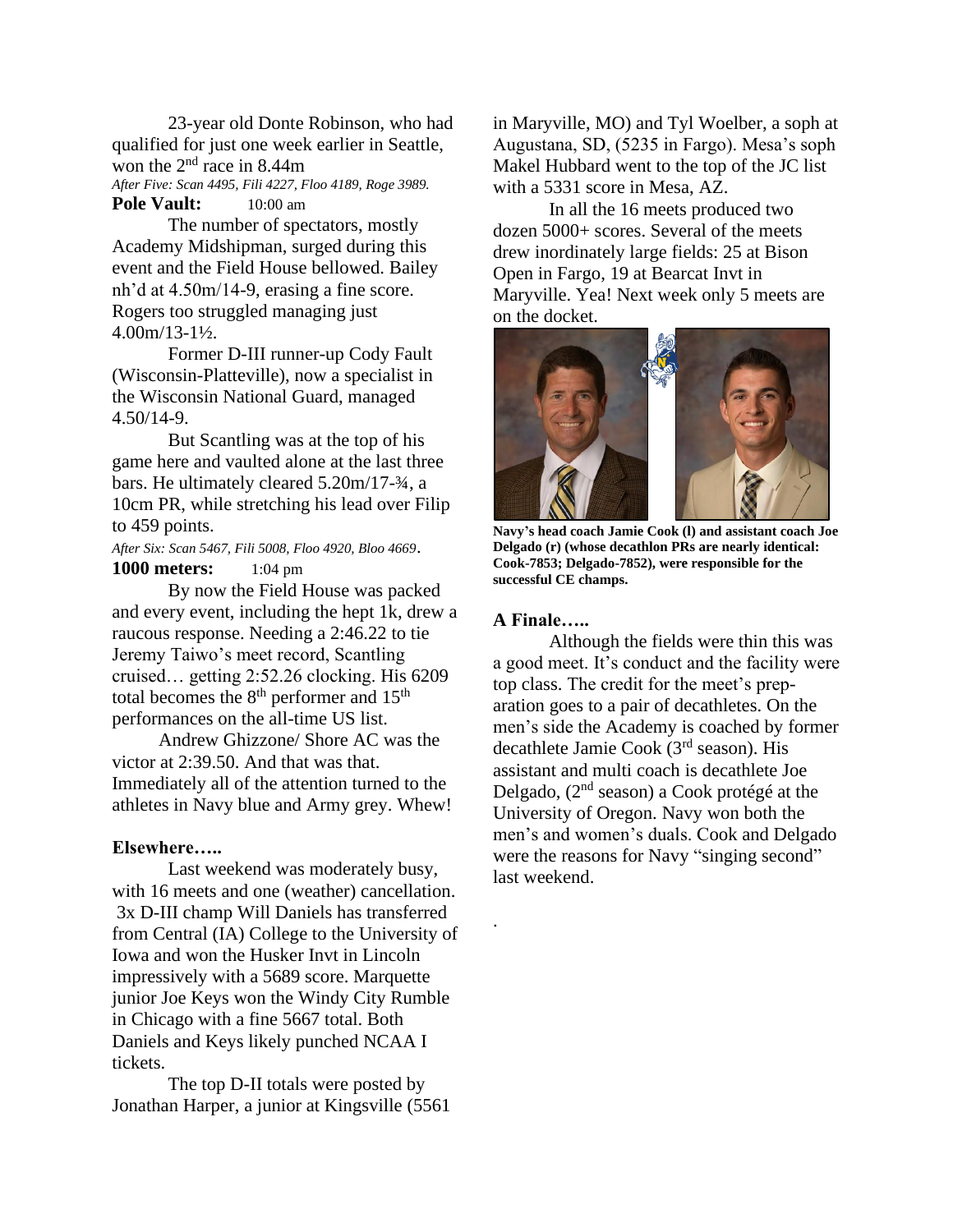23-year old Donte Robinson, who had qualified for just one week earlier in Seattle, won the 2nd race in 8.44m

*After Five: Scan 4495, Fili 4227, Floo 4189, Roge 3989.*

**Pole Vault:** 10:00 am

The number of spectators, mostly Academy Midshipman, surged during this event and the Field House bellowed. Bailey nh'd at 4.50m/14-9, erasing a fine score. Rogers too struggled managing just 4.00m/13-1½.

Former D-III runner-up Cody Fault (Wisconsin-Platteville), now a specialist in the Wisconsin National Guard, managed 4.50/14-9.

But Scantling was at the top of his game here and vaulted alone at the last three bars. He ultimately cleared 5.20m/17-¾, a 10cm PR, while stretching his lead over Filip to 459 points.

*After Six: Scan 5467, Fili 5008, Floo 4920, Bloo 4669*.

**1000 meters:** 1:04 pm

By now the Field House was packed and every event, including the hept 1k, drew a raucous response. Needing a 2:46.22 to tie Jeremy Taiwo's meet record, Scantling cruised… getting 2:52.26 clocking. His 6209 total becomes the 8th performer and 15th performances on the all-time US list.

Andrew Ghizzone/ Shore AC was the victor at 2:39.50. And that was that. Immediately all of the attention turned to the athletes in Navy blue and Army grey. Whew!

**Elsewhere…..**

Last weekend was moderately busy, with 16 meets and one (weather) cancellation. 3x D-III champ Will Daniels has transferred from Central (IA) College to the University of Iowa and won the Husker Invt in Lincoln impressively with a 5689 score. Marquette junior Joe Keys won the Windy City Rumble in Chicago with a fine 5667 total. Both Daniels and Keys likely punched NCAA I tickets.

The top D-II totals were posted by Jonathan Harper, a junior at Kingsville (5561 in Maryville, MO) and Tyl Woelber, a soph at Augustana, SD, (5235 in Fargo). Mesa's soph Makel Hubbard went to the top of the JC list with a 5331 score in Mesa, AZ.

In all the 16 meets produced two dozen 5000+ scores. Several of the meets drew inordinately large fields: 25 at Bison Open in Fargo, 19 at Bearcat Invt in Maryville. Yea! Next week only 5 meets are on the docket.

**Navy's head coach Jamie Cook (l) and assistant coach Joe Delgado (r) (whose decathlon PRs are nearly identical: Cook-7853; Delgado-7852), were responsible for the successful CE champs.**

**A Finale…..**

Although the fields were thin this was a good meet. It's conduct and the facility were top class. The credit for the meet's prep-aration goes to a pair of decathletes. On the men's side the Academy is coached by former decathlete Jamie Cook (3rd season). His assistant and multi coach is decathlete Joe Delgado, (2nd season) a Cook protégé at the University of Oregon. Navy won both the men's and women's duals. Cook and Delgado were the reasons for Navy "singing second" last weekend.